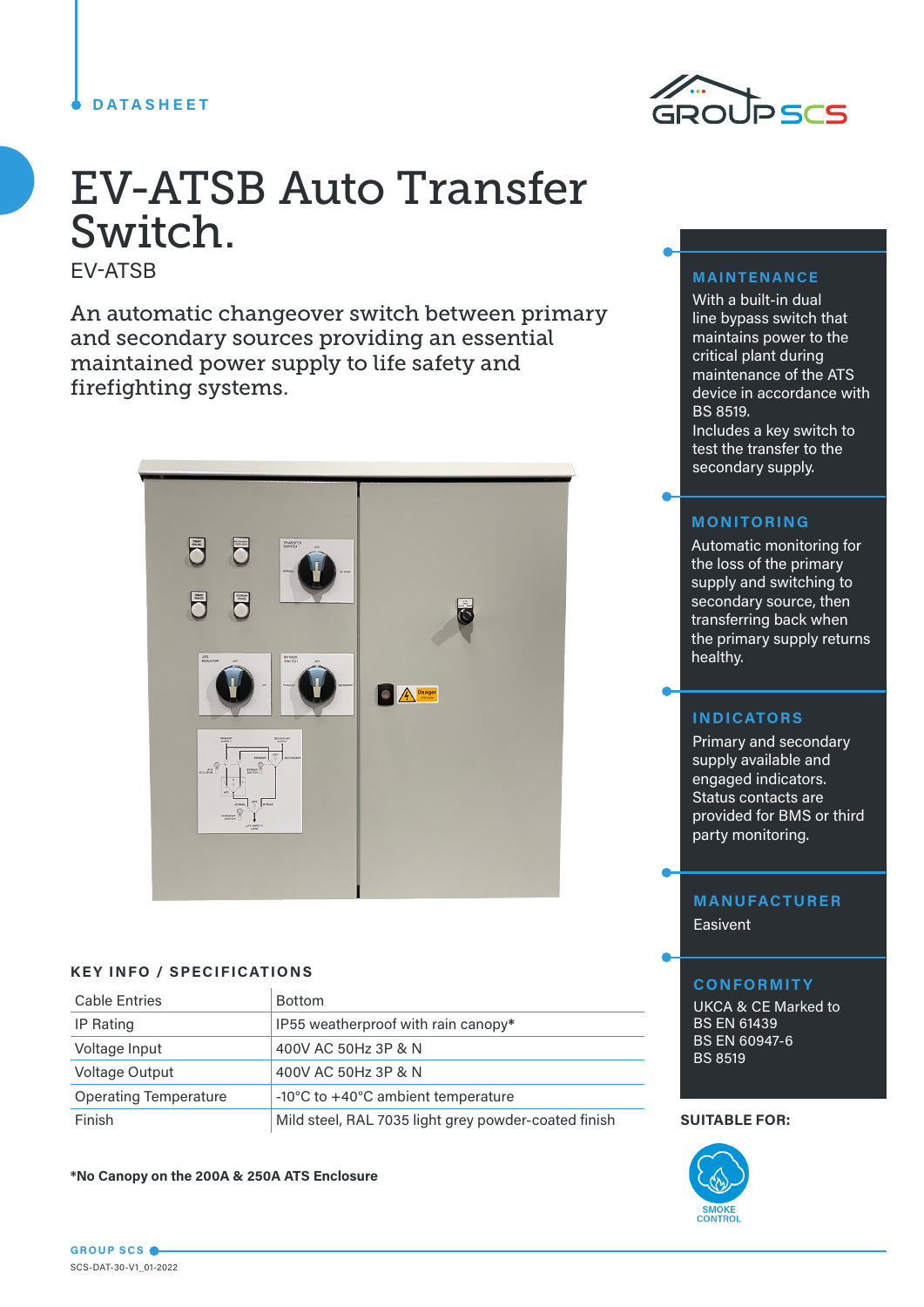DATASHEET

# EV-ATSB Auto Transfer Switch.

EV-ATSB

An automatic changeover switch between primary and secondary sources providing an essential maintained power supply to life safety and firefighting systems.

### KEY INFO / SPECIFICATIONS

| | |
|---|---|
| Cable Entries | Bottom |
| IP Rating | IP55 weatherproof with rain canopy* |
| Voltage Input | 400V AC 50Hz 3P & N |
| Voltage Output | 400V AC 50Hz 3P & N |
| Operating Temperature | -10°C to +40°C ambient temperature |
| Finish | Mild steel, RAL 7035 light grey powder-coated finish |

**\*No Canopy on the 200A & 250A ATS Enclosure**

### MAINTENANCE

With a built-in dual line bypass switch that maintains power to the critical plant during maintenance of the ATS device in accordance with BS 8519.
Includes a key switch to test the transfer to the secondary supply.

### MONITORING

Automatic monitoring for the loss of the primary supply and switching to secondary source, then transferring back when the primary supply returns healthy.

### INDICATORS

Primary and secondary supply available and engaged indicators. Status contacts are provided for BMS or third party monitoring.

### MANUFACTURER

Easivent

### CONFORMITY

UKCA & CE Marked to
BS EN 61439
BS EN 60947-6
BS 8519

**SUITABLE FOR:**

SMOKE CONTROL

GROUP SCS
SCS-DAT-30-V1_01-2022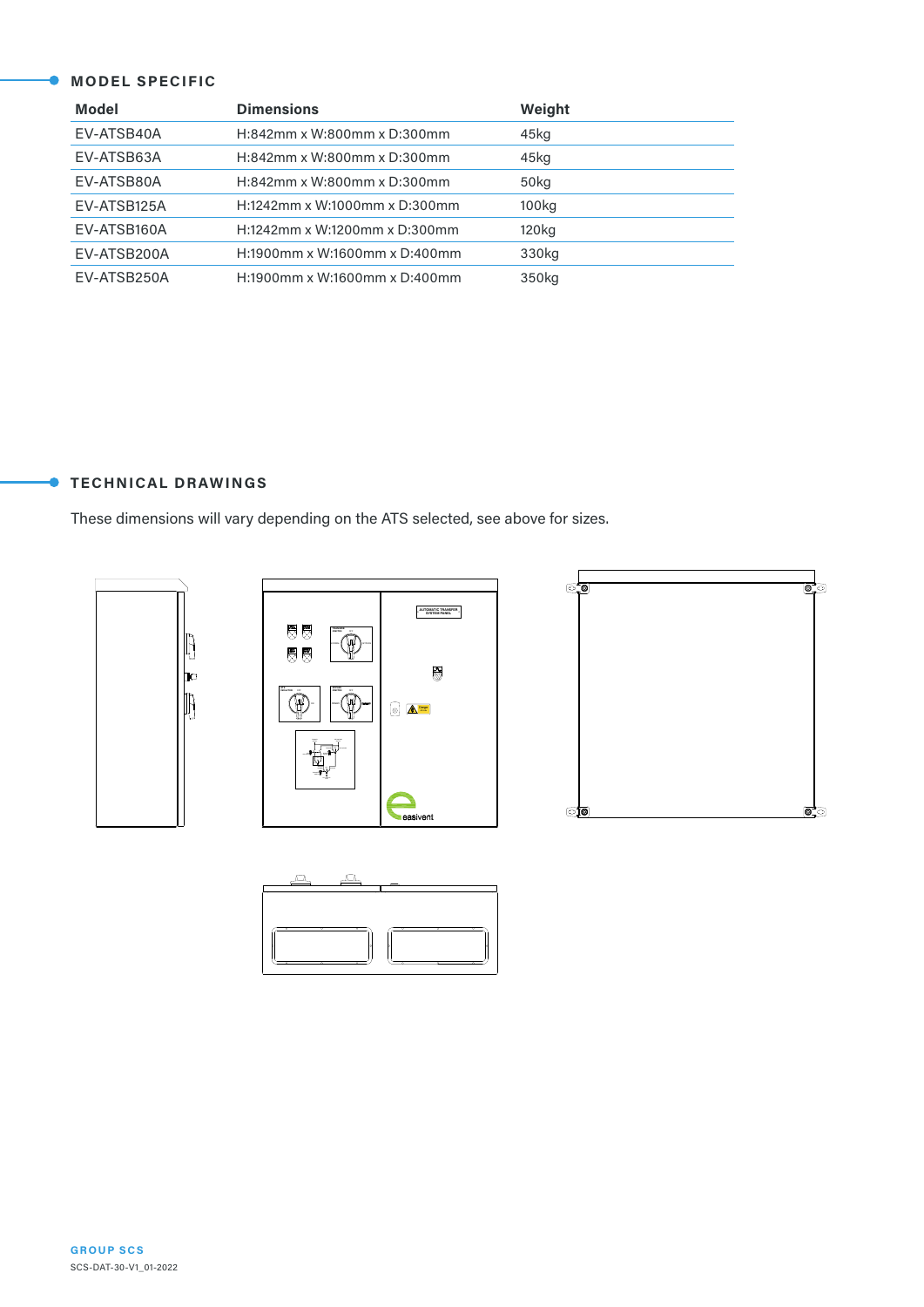## MODEL SPECIFIC

| Model | Dimensions | Weight |
|---|---|---|
| EV-ATSB40A | H:842mm x W:800mm x D:300mm | 45kg |
| EV-ATSB63A | H:842mm x W:800mm x D:300mm | 45kg |
| EV-ATSB80A | H:842mm x W:800mm x D:300mm | 50kg |
| EV-ATSB125A | H:1242mm x W:1000mm x D:300mm | 100kg |
| EV-ATSB160A | H:1242mm x W:1200mm x D:300mm | 120kg |
| EV-ATSB200A | H:1900mm x W:1600mm x D:400mm | 330kg |
| EV-ATSB250A | H:1900mm x W:1600mm x D:400mm | 350kg |

## TECHNICAL DRAWINGS

These dimensions will vary depending on the ATS selected, see above for sizes.

GROUP SCS

SCS-DAT-30-V1_01-2022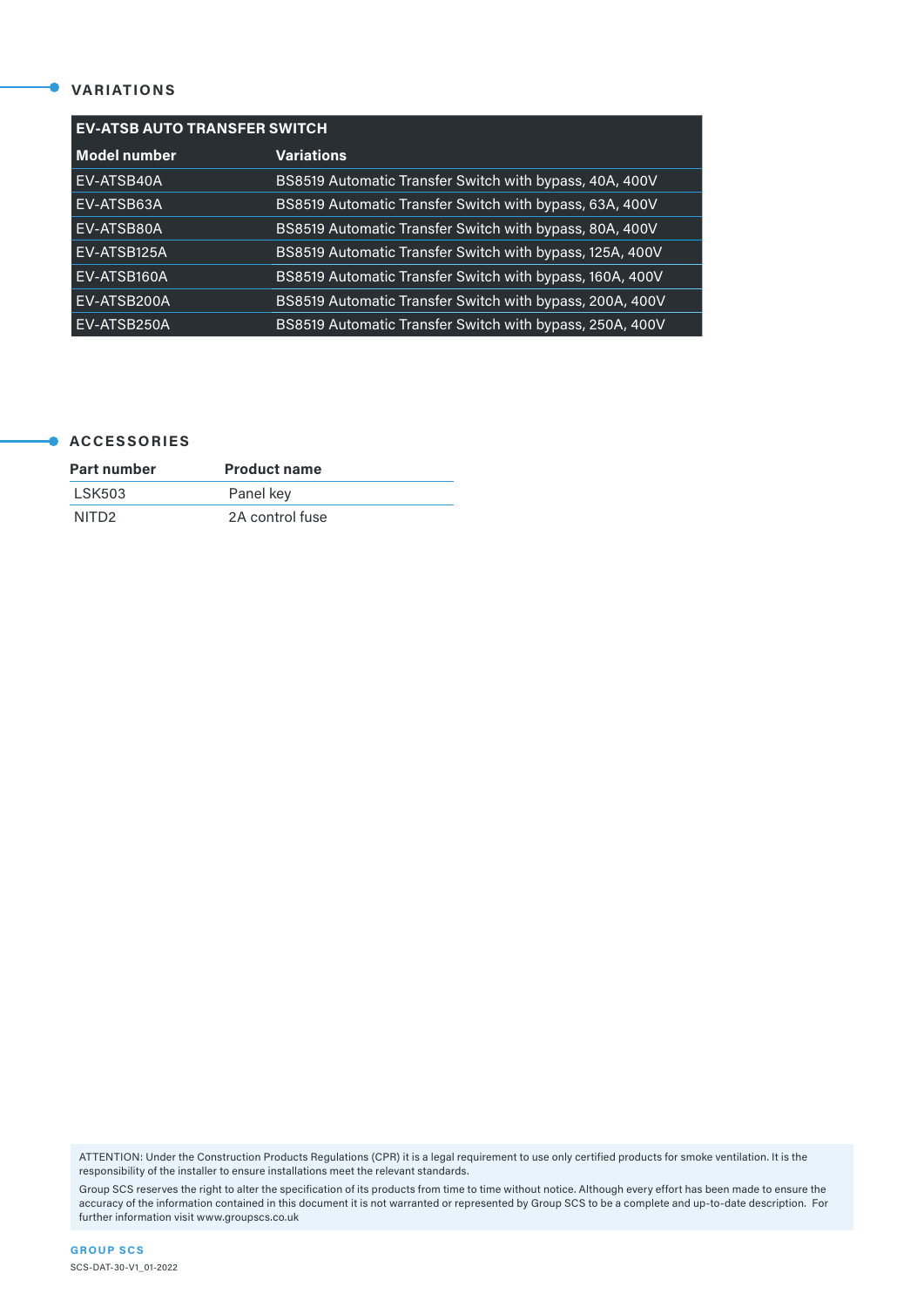## VARIATIONS

| EV-ATSB AUTO TRANSFER SWITCH | |
|---|---|
| **Model number** | **Variations** |
| EV-ATSB40A | BS8519 Automatic Transfer Switch with bypass, 40A, 400V |
| EV-ATSB63A | BS8519 Automatic Transfer Switch with bypass, 63A, 400V |
| EV-ATSB80A | BS8519 Automatic Transfer Switch with bypass, 80A, 400V |
| EV-ATSB125A | BS8519 Automatic Transfer Switch with bypass, 125A, 400V |
| EV-ATSB160A | BS8519 Automatic Transfer Switch with bypass, 160A, 400V |
| EV-ATSB200A | BS8519 Automatic Transfer Switch with bypass, 200A, 400V |
| EV-ATSB250A | BS8519 Automatic Transfer Switch with bypass, 250A, 400V |

## ACCESSORIES

| Part number | Product name |
|---|---|
| LSK503 | Panel key |
| NITD2 | 2A control fuse |

ATTENTION: Under the Construction Products Regulations (CPR) it is a legal requirement to use only certified products for smoke ventilation. It is the responsibility of the installer to ensure installations meet the relevant standards.

Group SCS reserves the right to alter the specification of its products from time to time without notice. Although every effort has been made to ensure the accuracy of the information contained in this document it is not warranted or represented by Group SCS to be a complete and up-to-date description. For further information visit www.groupscs.co.uk

GROUP SCS

SCS-DAT-30-V1_01-2022